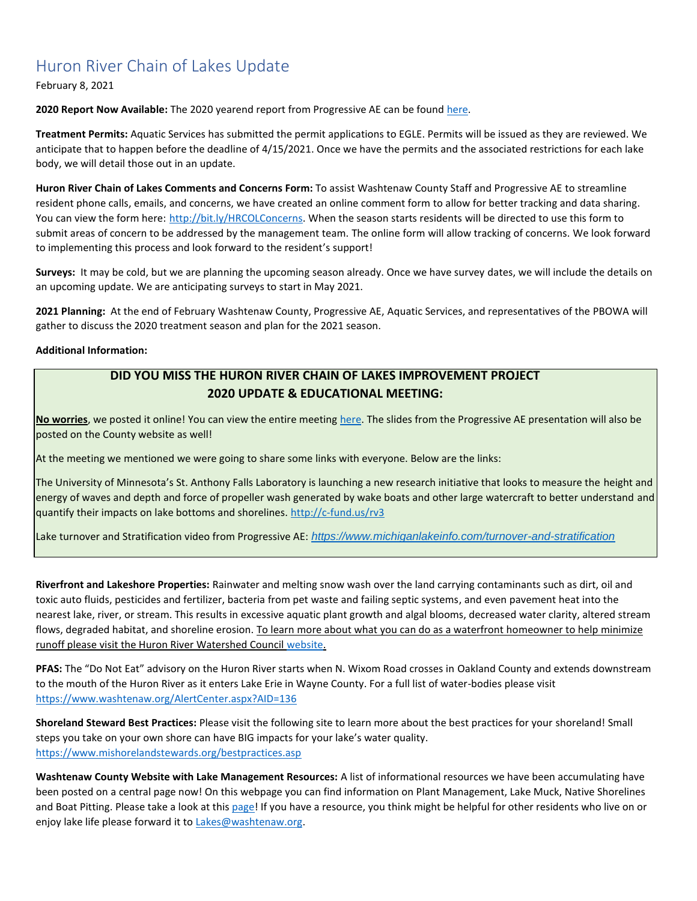# Huron River Chain of Lakes Update

February 8, 2021

**2020 Report Now Available:** The 2020 yearend report from Progressive AE can be found here.

**Treatment Permits:** Aquatic Services has submitted the permit applications to EGLE. Permits will be issued as they are reviewed. We anticipate that to happen before the deadline of 4/15/2021. Once we have the permits and the associated restrictions for each lake body, we will detail those out in an update.

**Huron River Chain of Lakes Comments and Concerns Form:** To assist Washtenaw County Staff and Progressive AE to streamline resident phone calls, emails, and concerns, we have created an online comment form to allow for better tracking and data sharing. You can view the form here: http://bit.ly/HRCOLConcerns. When the season starts residents will be directed to use this form to submit areas of concern to be addressed by the management team. The online form will allow tracking of concerns. We look forward to implementing this process and look forward to the resident's support!

**Surveys:** It may be cold, but we are planning the upcoming season already. Once we have survey dates, we will include the details on an upcoming update. We are anticipating surveys to start in May 2021.

**2021 Planning:** At the end of February Washtenaw County, Progressive AE, Aquatic Services, and representatives of the PBOWA will gather to discuss the 2020 treatment season and plan for the 2021 season.

**Additional Information:**

**DID YOU MISS THE HURON RIVER CHAIN OF LAKES IMPROVEMENT PROJECT 2020 UPDATE & EDUCATIONAL MEETING:**

**No worries**, we posted it online! You can view the entire meeting here. The slides from the Progressive AE presentation will also be posted on the County website as well!

At the meeting we mentioned we were going to share some links with everyone. Below are the links:

The University of Minnesota's St. Anthony Falls Laboratory is launching a new research initiative that looks to measure the height and energy of waves and depth and force of propeller wash generated by wake boats and other large watercraft to better understand and quantify their impacts on lake bottoms and shorelines. http://c-fund.us/rv3

Lake turnover and Stratification video from Progressive AE: *https://www.michiganlakeinfo.com/turnover-and-stratification*

**Riverfront and Lakeshore Properties:** Rainwater and melting snow wash over the land carrying contaminants such as dirt, oil and toxic auto fluids, pesticides and fertilizer, bacteria from pet waste and failing septic systems, and even pavement heat into the nearest lake, river, or stream. This results in excessive aquatic plant growth and algal blooms, decreased water clarity, altered stream flows, degraded habitat, and shoreline erosion. To learn more about what you can do as a waterfront homeowner to help minimize runoff please visit the Huron River Watershed Council website.

**PFAS:** The "Do Not Eat" advisory on the Huron River starts when N. Wixom Road crosses in Oakland County and extends downstream to the mouth of the Huron River as it enters Lake Erie in Wayne County. For a full list of water-bodies please visit https://www.washtenaw.org/AlertCenter.aspx?AID=136

**Shoreland Steward Best Practices:** Please visit the following site to learn more about the best practices for your shoreland! Small steps you take on your own shore can have BIG impacts for your lake's water quality. https://www.mishorelandstewards.org/bestpractices.asp

**Washtenaw County Website with Lake Management Resources:** A list of informational resources we have been accumulating have been posted on a central page now! On this webpage you can find information on Plant Management, Lake Muck, Native Shorelines and Boat Pitting. Please take a look at this page! If you have a resource, you think might be helpful for other residents who live on or enjoy lake life please forward it to Lakes@washtenaw.org.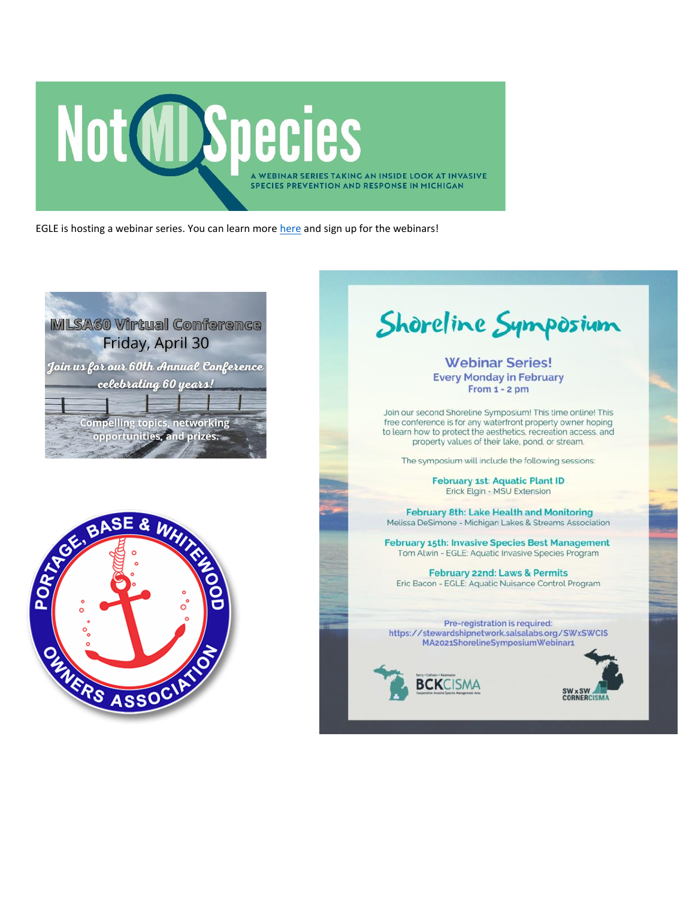# Not MI Species

A WEBINAR SERIES TAKING AN INSIDE LOOK AT INVASIVE SPECIES PREVENTION AND RESPONSE IN MICHIGAN

EGLE is hosting a webinar series. You can learn more here and sign up for the webinars!

**MLSA60 Virtual Conference**

Friday, April 30

*Join us for our 60th Annual Conference celebrating 60 years!*

Compelling topics, networking opportunities, and prizes.

PORTAGE, BASE & WHITEWOOD OWNERS ASSOCIATION

## Shoreline Symposium

### Webinar Series!

**Every Monday in February**

**From 1 - 2 pm**

Join our second Shoreline Symposium! This time online! This free conference is for any waterfront property owner hoping to learn how to protect the aesthetics, recreation access, and property values of their lake, pond, or stream.

The symposium will include the following sessions:

**February 1st: Aquatic Plant ID**
Erick Elgin - MSU Extension

**February 8th: Lake Health and Monitoring**
Melissa DeSimone - Michigan Lakes & Streams Association

**February 15th: Invasive Species Best Management**
Tom Alwin - EGLE: Aquatic Invasive Species Program

**February 22nd: Laws & Permits**
Eric Bacon - EGLE: Aquatic Nuisance Control Program

Pre-registration is required:
https://stewardshipnetwork.salsalabs.org/SWxSWCISMA2021ShorelineSymposiumWebinar1

BCKCISMA

SW x SW CORNERCISMA